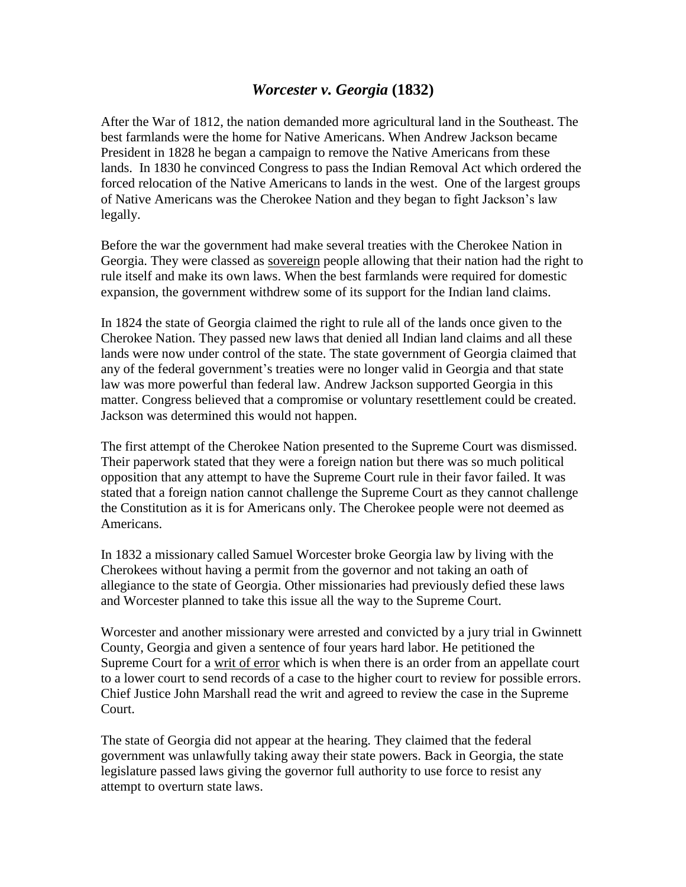# *Worcester v. Georgia* (1832)

After the War of 1812, the nation demanded more agricultural land in the Southeast. The best farmlands were the home for Native Americans. When Andrew Jackson became President in 1828 he began a campaign to remove the Native Americans from these lands. In 1830 he convinced Congress to pass the Indian Removal Act which ordered the forced relocation of the Native Americans to lands in the west. One of the largest groups of Native Americans was the Cherokee Nation and they began to fight Jackson's law legally.

Before the war the government had make several treaties with the Cherokee Nation in Georgia. They were classed as <u>sovereign</u> people allowing that their nation had the right to rule itself and make its own laws. When the best farmlands were required for domestic expansion, the government withdrew some of its support for the Indian land claims.

In 1824 the state of Georgia claimed the right to rule all of the lands once given to the Cherokee Nation. They passed new laws that denied all Indian land claims and all these lands were now under control of the state. The state government of Georgia claimed that any of the federal government's treaties were no longer valid in Georgia and that state law was more powerful than federal law. Andrew Jackson supported Georgia in this matter. Congress believed that a compromise or voluntary resettlement could be created. Jackson was determined this would not happen.

The first attempt of the Cherokee Nation presented to the Supreme Court was dismissed. Their paperwork stated that they were a foreign nation but there was so much political opposition that any attempt to have the Supreme Court rule in their favor failed. It was stated that a foreign nation cannot challenge the Supreme Court as they cannot challenge the Constitution as it is for Americans only. The Cherokee people were not deemed as Americans.

In 1832 a missionary called Samuel Worcester broke Georgia law by living with the Cherokees without having a permit from the governor and not taking an oath of allegiance to the state of Georgia. Other missionaries had previously defied these laws and Worcester planned to take this issue all the way to the Supreme Court.

Worcester and another missionary were arrested and convicted by a jury trial in Gwinnett County, Georgia and given a sentence of four years hard labor. He petitioned the Supreme Court for a <u>writ of error</u> which is when there is an order from an appellate court to a lower court to send records of a case to the higher court to review for possible errors. Chief Justice John Marshall read the writ and agreed to review the case in the Supreme Court.

The state of Georgia did not appear at the hearing. They claimed that the federal government was unlawfully taking away their state powers. Back in Georgia, the state legislature passed laws giving the governor full authority to use force to resist any attempt to overturn state laws.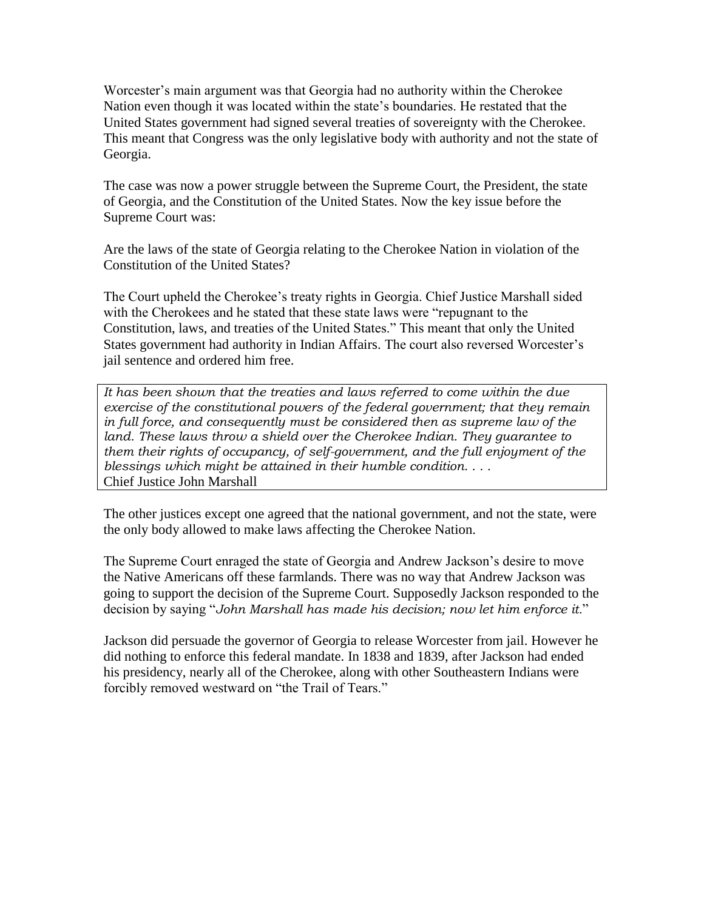Worcester's main argument was that Georgia had no authority within the Cherokee Nation even though it was located within the state's boundaries. He restated that the United States government had signed several treaties of sovereignty with the Cherokee. This meant that Congress was the only legislative body with authority and not the state of Georgia.

The case was now a power struggle between the Supreme Court, the President, the state of Georgia, and the Constitution of the United States. Now the key issue before the Supreme Court was:

Are the laws of the state of Georgia relating to the Cherokee Nation in violation of the Constitution of the United States?

The Court upheld the Cherokee's treaty rights in Georgia. Chief Justice Marshall sided with the Cherokees and he stated that these state laws were "repugnant to the Constitution, laws, and treaties of the United States." This meant that only the United States government had authority in Indian Affairs. The court also reversed Worcester's jail sentence and ordered him free.

> *It has been shown that the treaties and laws referred to come within the due exercise of the constitutional powers of the federal government; that they remain in full force, and consequently must be considered then as supreme law of the land. These laws throw a shield over the Cherokee Indian. They guarantee to them their rights of occupancy, of self-government, and the full enjoyment of the blessings which might be attained in their humble condition. . . .*
> Chief Justice John Marshall

The other justices except one agreed that the national government, and not the state, were the only body allowed to make laws affecting the Cherokee Nation.

The Supreme Court enraged the state of Georgia and Andrew Jackson's desire to move the Native Americans off these farmlands. There was no way that Andrew Jackson was going to support the decision of the Supreme Court. Supposedly Jackson responded to the decision by saying "*John Marshall has made his decision; now let him enforce it.*"

Jackson did persuade the governor of Georgia to release Worcester from jail. However he did nothing to enforce this federal mandate. In 1838 and 1839, after Jackson had ended his presidency, nearly all of the Cherokee, along with other Southeastern Indians were forcibly removed westward on "the Trail of Tears."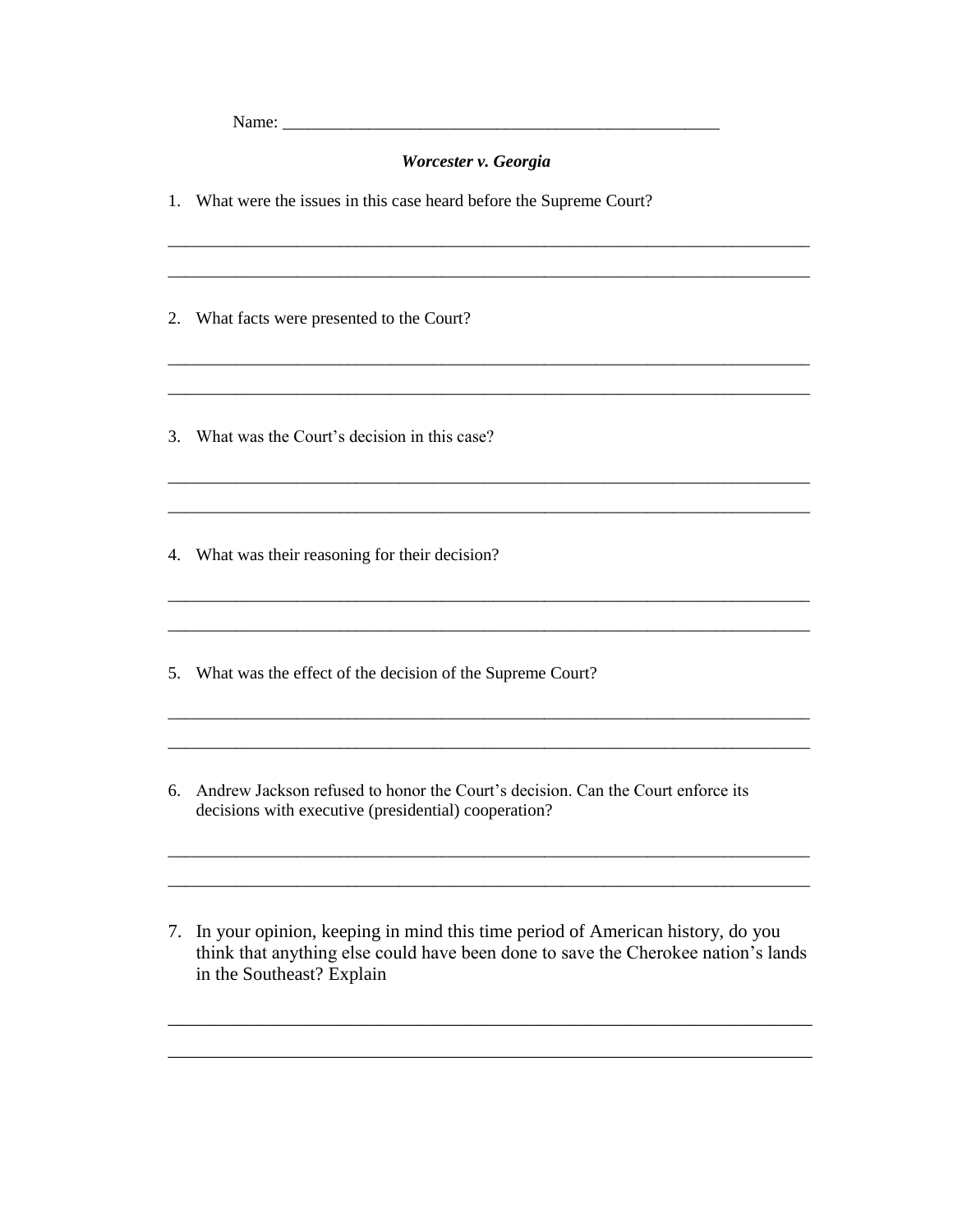Name: ____________________________________________________

## *Worcester v. Georgia*

1. What were the issues in this case heard before the Supreme Court?

_____________________________________________________________________________

_____________________________________________________________________________

2. What facts were presented to the Court?

_____________________________________________________________________________

_____________________________________________________________________________

3. What was the Court's decision in this case?

_____________________________________________________________________________

_____________________________________________________________________________

4. What was their reasoning for their decision?

_____________________________________________________________________________

_____________________________________________________________________________

5. What was the effect of the decision of the Supreme Court?

_____________________________________________________________________________

_____________________________________________________________________________

6. Andrew Jackson refused to honor the Court's decision. Can the Court enforce its decisions with executive (presidential) cooperation?

_____________________________________________________________________________

_____________________________________________________________________________

7. In your opinion, keeping in mind this time period of American history, do you think that anything else could have been done to save the Cherokee nation's lands in the Southeast? Explain

_____________________________________________________________________________

_____________________________________________________________________________